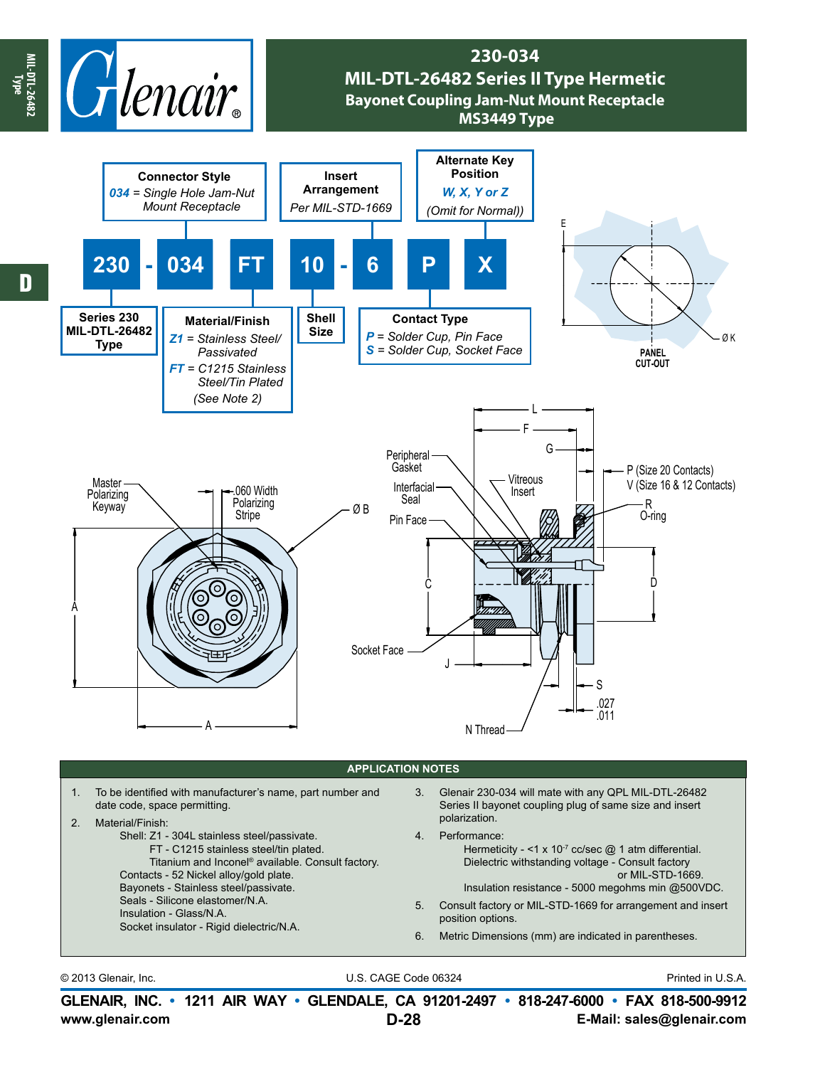# 230-034
## MIL-DTL-26482 Series II Type Hermetic
### Bayonet Coupling Jam-Nut Mount Receptacle
### MS3449 Type

**230 - 034 FT 10 - 6 P X**

- **Series 230** MIL-DTL-26482 Type
- **Connector Style**
  - *034* = Single Hole Jam-Nut Mount Receptacle
- **Material/Finish**
  - *Z1* = Stainless Steel/ Passivated
  - *FT* = C1215 Stainless Steel/Tin Plated
  - (See Note 2)
- **Shell Size**
- **Insert Arrangement**
  - Per MIL-STD-1669
- **Contact Type**
  - *P* = Solder Cup, Pin Face
  - *S* = Solder Cup, Socket Face
- **Alternate Key Position**
  - *W, X, Y or Z*
  - (Omit for Normal)

PANEL CUT-OUT

Master Polarizing Keyway; .060 Width Polarizing Stripe; Ø B; A; Peripheral Gasket; Interfacial Seal; Pin Face; Vitreous Insert; L; F; G; P (Size 20 Contacts); V (Size 16 & 12 Contacts); R O-ring; C; D; E; Ø K; Socket Face; J; S; .027 .011; N Thread

## APPLICATION NOTES

1. To be identified with manufacturer's name, part number and date code, space permitting.
2. Material/Finish:
   - Shell: Z1 - 304L stainless steel/passivate.
     - FT - C1215 stainless steel/tin plated.
     - Titanium and Inconel® available. Consult factory.
   - Contacts - 52 Nickel alloy/gold plate.
   - Bayonets - Stainless steel/passivate.
   - Seals - Silicone elastomer/N.A.
   - Insulation - Glass/N.A.
   - Socket insulator - Rigid dielectric/N.A.
3. Glenair 230-034 will mate with any QPL MIL-DTL-26482 Series II bayonet coupling plug of same size and insert polarization.
4. Performance:
   - Hermeticity - <1 x $10^{-7}$ cc/sec @ 1 atm differential.
   - Dielectric withstanding voltage - Consult factory or MIL-STD-1669.
   - Insulation resistance - 5000 megohms min @500VDC.
5. Consult factory or MIL-STD-1669 for arrangement and insert position options.
6. Metric Dimensions (mm) are indicated in parentheses.

© 2013 Glenair, Inc. U.S. CAGE Code 06324 Printed in U.S.A.

**GLENAIR, INC. • 1211 AIR WAY • GLENDALE, CA 91201-2497 • 818-247-6000 • FAX 818-500-9912**

www.glenair.com E-Mail: sales@glenair.com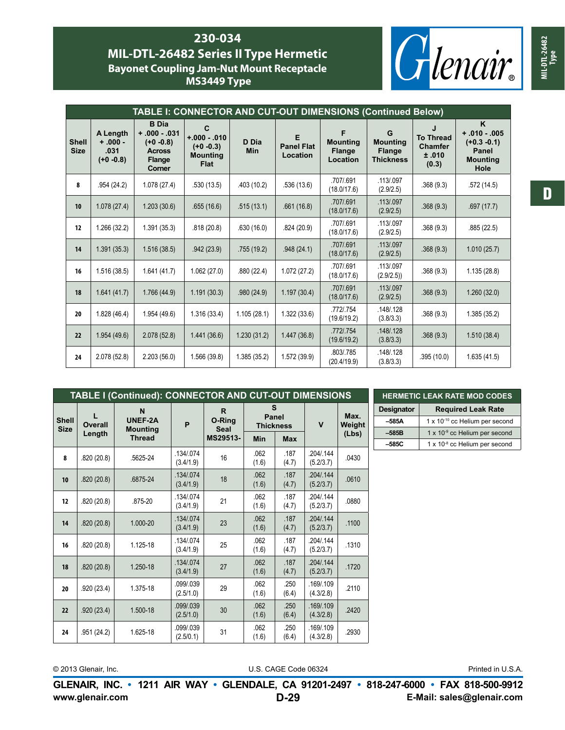# 230-034
## MIL-DTL-26482 Series II Type Hermetic
### Bayonet Coupling Jam-Nut Mount Receptacle
### MS3449 Type

**TABLE I: CONNECTOR AND CUT-OUT DIMENSIONS (Continued Below)**

| Shell Size | A Length + .000 - .031 (+0 -0.8) | B Dia + .000 - .031 (+0 -0.8) Across Flange Corner | C +.000 - .010 (+0 -0.3) Mounting Flat | D Dia Min | E Panel Flat Location | F Mounting Flange Location | G Mounting Flange Thickness | J To Thread Chamfer ± .010 (0.3) | K + .010 - .005 (+0.3 -0.1) Panel Mounting Hole |
|---|---|---|---|---|---|---|---|---|---|
| 8 | .954 (24.2) | 1.078 (27.4) | .530 (13.5) | .403 (10.2) | .536 (13.6) | .707/.691 (18.0/17.6) | .113/.097 (2.9/2.5) | .368 (9.3) | .572 (14.5) |
| 10 | 1.078 (27.4) | 1.203 (30.6) | .655 (16.6) | .515 (13.1) | .661 (16.8) | .707/.691 (18.0/17.6) | .113/.097 (2.9/2.5) | .368 (9.3) | .697 (17.7) |
| 12 | 1.266 (32.2) | 1.391 (35.3) | .818 (20.8) | .630 (16.0) | .824 (20.9) | .707/.691 (18.0/17.6) | .113/.097 (2.9/2.5) | .368 (9.3) | .885 (22.5) |
| 14 | 1.391 (35.3) | 1.516 (38.5) | .942 (23.9) | .755 (19.2) | .948 (24.1) | .707/.691 (18.0/17.6) | .113/.097 (2.9/2.5) | .368 (9.3) | 1.010 (25.7) |
| 16 | 1.516 (38.5) | 1.641 (41.7) | 1.062 (27.0) | .880 (22.4) | 1.072 (27.2) | .707/.691 (18.0/17.6) | .113/.097 (2.9/2.5)) | .368 (9.3) | 1.135 (28.8) |
| 18 | 1.641 (41.7) | 1.766 (44.9) | 1.191 (30.3) | .980 (24.9) | 1.197 (30.4) | .707/.691 (18.0/17.6) | .113/.097 (2.9/2.5) | .368 (9.3) | 1.260 (32.0) |
| 20 | 1.828 (46.4) | 1.954 (49.6) | 1.316 (33.4) | 1.105 (28.1) | 1.322 (33.6) | .772/.754 (19.6/19.2) | .148/.128 (3.8/3.3) | .368 (9.3) | 1.385 (35.2) |
| 22 | 1.954 (49.6) | 2.078 (52.8) | 1.441 (36.6) | 1.230 (31.2) | 1.447 (36.8) | .772/.754 (19.6/19.2) | .148/.128 (3.8/3.3) | .368 (9.3) | 1.510 (38.4) |
| 24 | 2.078 (52.8) | 2.203 (56.0) | 1.566 (39.8) | 1.385 (35.2) | 1.572 (39.9) | .803/.785 (20.4/19.9) | .148/.128 (3.8/3.3) | .395 (10.0) | 1.635 (41.5) |

**TABLE I (Continued): CONNECTOR AND CUT-OUT DIMENSIONS**

| Shell Size | L Overall Length | N UNEF-2A Mounting Thread | P | R O-Ring Seal MS29513- | S Panel Thickness | | V | Max. Weight (Lbs) |
|---|---|---|---|---|---|---|---|---|
| | | | | | Min | Max | | |
| 8 | .820 (20.8) | .5625-24 | .134/.074 (3.4/1.9) | 16 | .062 (1.6) | .187 (4.7) | .204/.144 (5.2/3.7) | .0430 |
| 10 | .820 (20.8) | .6875-24 | .134/.074 (3.4/1.9) | 18 | .062 (1.6) | .187 (4.7) | .204/.144 (5.2/3.7) | .0610 |
| 12 | .820 (20.8) | .875-20 | .134/.074 (3.4/1.9) | 21 | .062 (1.6) | .187 (4.7) | .204/.144 (5.2/3.7) | .0880 |
| 14 | .820 (20.8) | 1.000-20 | .134/.074 (3.4/1.9) | 23 | .062 (1.6) | .187 (4.7) | .204/.144 (5.2/3.7) | .1100 |
| 16 | .820 (20.8) | 1.125-18 | .134/.074 (3.4/1.9) | 25 | .062 (1.6) | .187 (4.7) | .204/.144 (5.2/3.7) | .1310 |
| 18 | .820 (20.8) | 1.250-18 | .134/.074 (3.4/1.9) | 27 | .062 (1.6) | .187 (4.7) | .204/.144 (5.2/3.7) | .1720 |
| 20 | .920 (23.4) | 1.375-18 | .099/.039 (2.5/1.0) | 29 | .062 (1.6) | .250 (6.4) | .169/.109 (4.3/2.8) | .2110 |
| 22 | .920 (23.4) | 1.500-18 | .099/.039 (2.5/1.0) | 30 | .062 (1.6) | .250 (6.4) | .169/.109 (4.3/2.8) | .2420 |
| 24 | .951 (24.2) | 1.625-18 | .099/.039 (2.5/0.1) | 31 | .062 (1.6) | .250 (6.4) | .169/.109 (4.3/2.8) | .2930 |

**HERMETIC LEAK RATE MOD CODES**

| Designator | Required Leak Rate |
|---|---|
| –585A | 1 x $10^{-10}$ cc Helium per second |
| –585B | 1 x $10^{-9}$ cc Helium per second |
| –585C | 1 x $10^{-8}$ cc Helium per second |

© 2013 Glenair, Inc. U.S. CAGE Code 06324 Printed in U.S.A.

**GLENAIR, INC. • 1211 AIR WAY • GLENDALE, CA 91201-2497 • 818-247-6000 • FAX 818-500-9912**
**www.glenair.com** **E-Mail: sales@glenair.com**